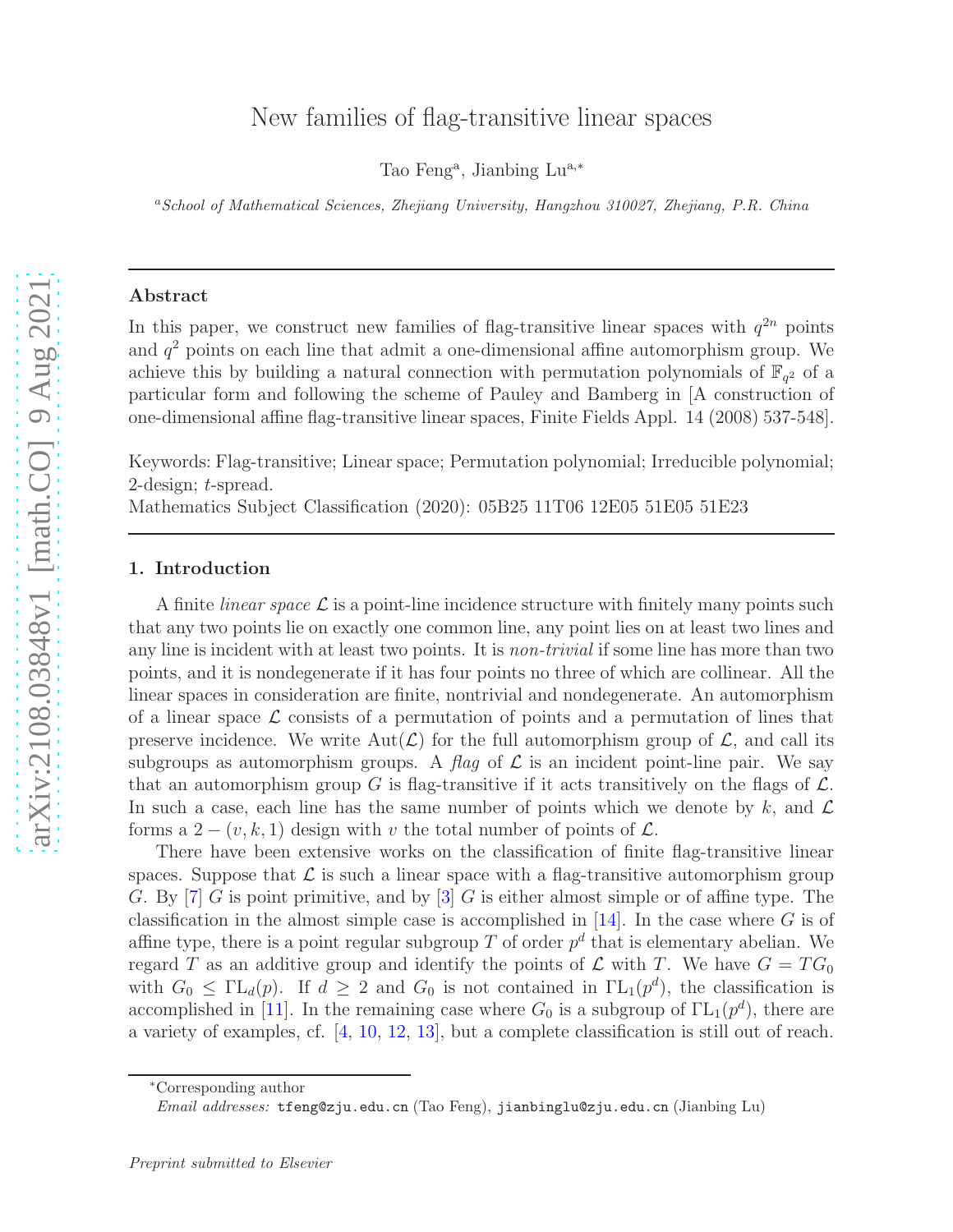# New families of flag-transitive linear spaces

Tao Feng[a], Jianbing Lu[a,*]

[a] *School of Mathematical Sciences, Zhejiang University, Hangzhou 310027, Zhejiang, P.R. China*

---

### Abstract

In this paper, we construct new families of flag-transitive linear spaces with $q^{2n}$ points and $q^2$ points on each line that admit a one-dimensional affine automorphism group. We achieve this by building a natural connection with permutation polynomials of $\mathbb{F}_{q^2}$ of a particular form and following the scheme of Pauley and Bamberg in [A construction of one-dimensional affine flag-transitive linear spaces, Finite Fields Appl. 14 (2008) 537-548].

Keywords: Flag-transitive; Linear space; Permutation polynomial; Irreducible polynomial; 2-design; $t$-spread.

Mathematics Subject Classification (2020): 05B25 11T06 12E05 51E05 51E23

---

## 1. Introduction

A finite *linear space* $\mathcal{L}$ is a point-line incidence structure with finitely many points such that any two points lie on exactly one common line, any point lies on at least two lines and any line is incident with at least two points. It is *non-trivial* if some line has more than two points, and it is nondegenerate if it has four points no three of which are collinear. All the linear spaces in consideration are finite, nontrivial and nondegenerate. An automorphism of a linear space $\mathcal{L}$ consists of a permutation of points and a permutation of lines that preserve incidence. We write $\mathrm{Aut}(\mathcal{L})$ for the full automorphism group of $\mathcal{L}$, and call its subgroups as automorphism groups. A *flag* of $\mathcal{L}$ is an incident point-line pair. We say that an automorphism group $G$ is flag-transitive if it acts transitively on the flags of $\mathcal{L}$. In such a case, each line has the same number of points which we denote by $k$, and $\mathcal{L}$ forms a $2-(v,k,1)$ design with $v$ the total number of points of $\mathcal{L}$.

There have been extensive works on the classification of finite flag-transitive linear spaces. Suppose that $\mathcal{L}$ is such a linear space with a flag-transitive automorphism group $G$. By [7] $G$ is point primitive, and by [3] $G$ is either almost simple or of affine type. The classification in the almost simple case is accomplished in [14]. In the case where $G$ is of affine type, there is a point regular subgroup $T$ of order $p^d$ that is elementary abelian. We regard $T$ as an additive group and identify the points of $\mathcal{L}$ with $T$. We have $G = TG_0$ with $G_0 \leq \Gamma\mathrm{L}_d(p)$. If $d \geq 2$ and $G_0$ is not contained in $\Gamma\mathrm{L}_1(p^d)$, the classification is accomplished in [11]. In the remaining case where $G_0$ is a subgroup of $\Gamma\mathrm{L}_1(p^d)$, there are a variety of examples, cf. [4, 10, 12, 13], but a complete classification is still out of reach.

*Corresponding author

*Email addresses:* tfeng@zju.edu.cn (Tao Feng), jianbinglu@zju.edu.cn (Jianbing Lu)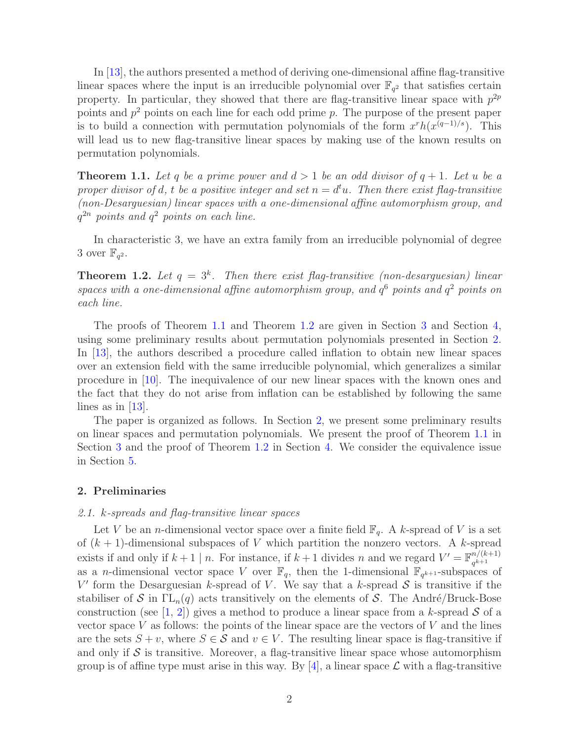In [13], the authors presented a method of deriving one-dimensional affine flag-transitive linear spaces where the input is an irreducible polynomial over $\mathbb{F}_{q^2}$ that satisfies certain property. In particular, they showed that there are flag-transitive linear space with $p^{2p}$ points and $p^2$ points on each line for each odd prime $p$. The purpose of the present paper is to build a connection with permutation polynomials of the form $x^r h(x^{(q-1)/s})$. This will lead us to new flag-transitive linear spaces by making use of the known results on permutation polynomials.

**Theorem 1.1.** *Let $q$ be a prime power and $d > 1$ be an odd divisor of $q + 1$. Let $u$ be a proper divisor of $d$, $t$ be a positive integer and set $n = d^t u$. Then there exist flag-transitive (non-Desarguesian) linear spaces with a one-dimensional affine automorphism group, and $q^{2n}$ points and $q^2$ points on each line.*

In characteristic 3, we have an extra family from an irreducible polynomial of degree 3 over $\mathbb{F}_{q^2}$.

**Theorem 1.2.** *Let $q = 3^k$. Then there exist flag-transitive (non-desarguesian) linear spaces with a one-dimensional affine automorphism group, and $q^6$ points and $q^2$ points on each line.*

The proofs of Theorem 1.1 and Theorem 1.2 are given in Section 3 and Section 4, using some preliminary results about permutation polynomials presented in Section 2. In [13], the authors described a procedure called inflation to obtain new linear spaces over an extension field with the same irreducible polynomial, which generalizes a similar procedure in [10]. The inequivalence of our new linear spaces with the known ones and the fact that they do not arise from inflation can be established by following the same lines as in [13].

The paper is organized as follows. In Section 2, we present some preliminary results on linear spaces and permutation polynomials. We present the proof of Theorem 1.1 in Section 3 and the proof of Theorem 1.2 in Section 4. We consider the equivalence issue in Section 5.

## 2. Preliminaries

### *2.1. k-spreads and flag-transitive linear spaces*

Let $V$ be an $n$-dimensional vector space over a finite field $\mathbb{F}_q$. A $k$-spread of $V$ is a set of $(k+1)$-dimensional subspaces of $V$ which partition the nonzero vectors. A $k$-spread exists if and only if $k+1 \mid n$. For instance, if $k+1$ divides $n$ and we regard $V' = \mathbb{F}_{q^{k+1}}^{n/(k+1)}$ as a $n$-dimensional vector space $V$ over $\mathbb{F}_q$, then the 1-dimensional $\mathbb{F}_{q^{k+1}}$-subspaces of $V'$ form the Desarguesian $k$-spread of $V$. We say that a $k$-spread $\mathcal{S}$ is transitive if the stabiliser of $\mathcal{S}$ in $\Gamma\mathrm{L}_n(q)$ acts transitively on the elements of $\mathcal{S}$. The André/Bruck-Bose construction (see [1, 2]) gives a method to produce a linear space from a $k$-spread $\mathcal{S}$ of a vector space $V$ as follows: the points of the linear space are the vectors of $V$ and the lines are the sets $S + v$, where $S \in \mathcal{S}$ and $v \in V$. The resulting linear space is flag-transitive if and only if $\mathcal{S}$ is transitive. Moreover, a flag-transitive linear space whose automorphism group is of affine type must arise in this way. By [4], a linear space $\mathcal{L}$ with a flag-transitive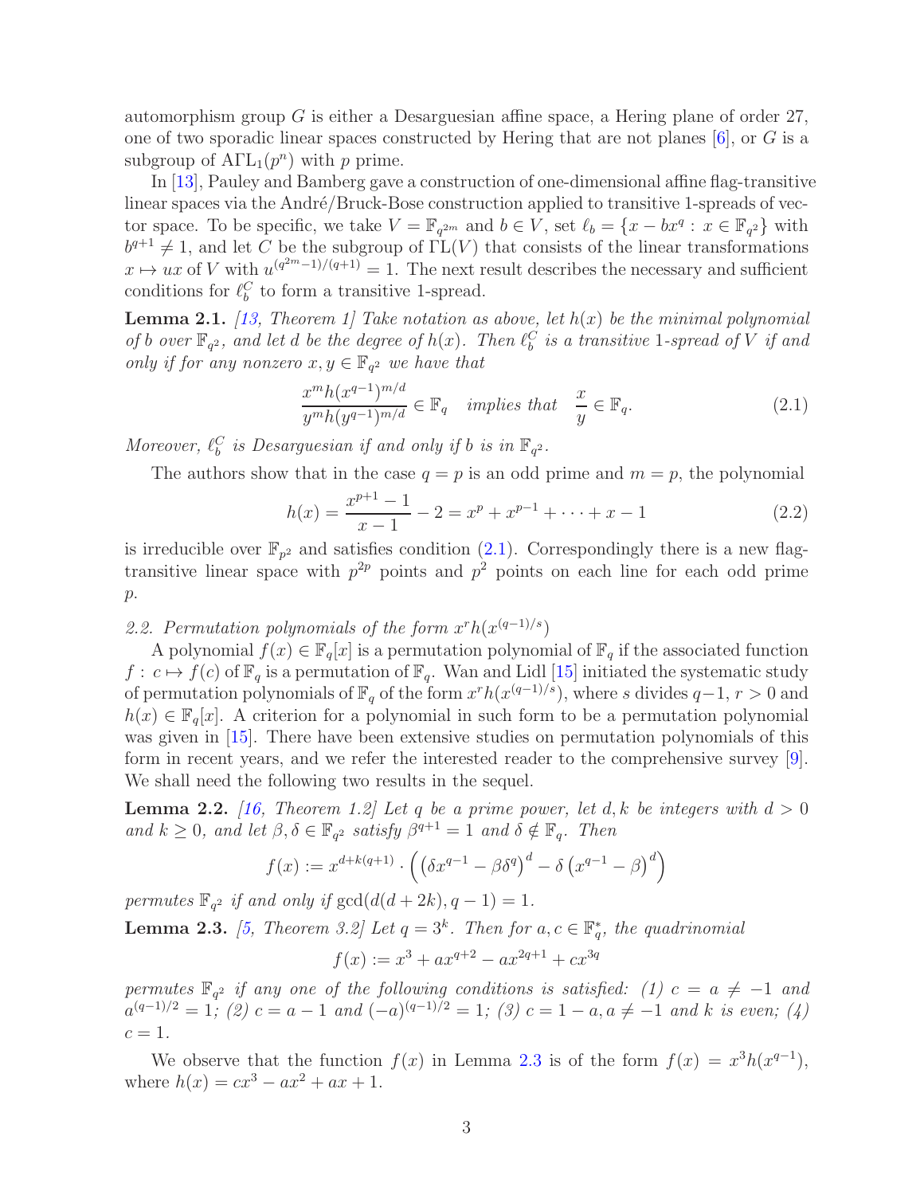automorphism group $G$ is either a Desarguesian affine space, a Hering plane of order 27, one of two sporadic linear spaces constructed by Hering that are not planes [6], or $G$ is a subgroup of $\mathrm{A\Gamma L}_1(p^n)$ with $p$ prime.

In [13], Pauley and Bamberg gave a construction of one-dimensional affine flag-transitive linear spaces via the André/Bruck-Bose construction applied to transitive 1-spreads of vector space. To be specific, we take $V = \mathbb{F}_{q^{2m}}$ and $b \in V$, set $\ell_b = \{x - bx^q : x \in \mathbb{F}_{q^2}\}$ with $b^{q+1} \neq 1$, and let $C$ be the subgroup of $\Gamma\mathrm{L}(V)$ that consists of the linear transformations $x \mapsto ux$ of $V$ with $u^{(q^{2m}-1)/(q+1)} = 1$. The next result describes the necessary and sufficient conditions for $\ell_b^C$ to form a transitive 1-spread.

**Lemma 2.1.** *[13, Theorem 1] Take notation as above, let $h(x)$ be the minimal polynomial of $b$ over $\mathbb{F}_{q^2}$, and let $d$ be the degree of $h(x)$. Then $\ell_b^C$ is a transitive 1-spread of $V$ if and only if for any nonzero $x, y \in \mathbb{F}_{q^2}$ we have that*

$$\frac{x^m h(x^{q-1})^{m/d}}{y^m h(y^{q-1})^{m/d}} \in \mathbb{F}_q \quad \text{implies that} \quad \frac{x}{y} \in \mathbb{F}_q. \tag{2.1}$$

*Moreover, $\ell_b^C$ is Desarguesian if and only if $b$ is in $\mathbb{F}_{q^2}$.*

The authors show that in the case $q = p$ is an odd prime and $m = p$, the polynomial

$$h(x) = \frac{x^{p+1} - 1}{x - 1} - 2 = x^p + x^{p-1} + \cdots + x - 1 \tag{2.2}$$

is irreducible over $\mathbb{F}_{p^2}$ and satisfies condition (2.1). Correspondingly there is a new flag-transitive linear space with $p^{2p}$ points and $p^2$ points on each line for each odd prime $p$.

*2.2. Permutation polynomials of the form $x^r h(x^{(q-1)/s})$*

A polynomial $f(x) \in \mathbb{F}_q[x]$ is a permutation polynomial of $\mathbb{F}_q$ if the associated function $f : c \mapsto f(c)$ of $\mathbb{F}_q$ is a permutation of $\mathbb{F}_q$. Wan and Lidl [15] initiated the systematic study of permutation polynomials of $\mathbb{F}_q$ of the form $x^r h(x^{(q-1)/s})$, where $s$ divides $q-1$, $r > 0$ and $h(x) \in \mathbb{F}_q[x]$. A criterion for a polynomial in such form to be a permutation polynomial was given in [15]. There have been extensive studies on permutation polynomials of this form in recent years, and we refer the interested reader to the comprehensive survey [9]. We shall need the following two results in the sequel.

**Lemma 2.2.** *[16, Theorem 1.2] Let $q$ be a prime power, let $d, k$ be integers with $d > 0$ and $k \geq 0$, and let $\beta, \delta \in \mathbb{F}_{q^2}$ satisfy $\beta^{q+1} = 1$ and $\delta \notin \mathbb{F}_q$. Then*

$$f(x) := x^{d+k(q+1)} \cdot \left( \left(\delta x^{q-1} - \beta \delta^q\right)^d - \delta \left(x^{q-1} - \beta\right)^d \right)$$

*permutes $\mathbb{F}_{q^2}$ if and only if $\gcd(d(d+2k), q-1) = 1$.*

**Lemma 2.3.** *[5, Theorem 3.2] Let $q = 3^k$. Then for $a, c \in \mathbb{F}_q^*$, the quadrinomial*

$$f(x) := x^3 + ax^{q+2} - ax^{2q+1} + cx^{3q}$$

*permutes $\mathbb{F}_{q^2}$ if any one of the following conditions is satisfied: (1) $c = a \neq -1$ and $a^{(q-1)/2} = 1$; (2) $c = a - 1$ and $(-a)^{(q-1)/2} = 1$; (3) $c = 1 - a, a \neq -1$ and $k$ is even; (4) $c = 1$.*

We observe that the function $f(x)$ in Lemma 2.3 is of the form $f(x) = x^3 h(x^{q-1})$, where $h(x) = cx^3 - ax^2 + ax + 1$.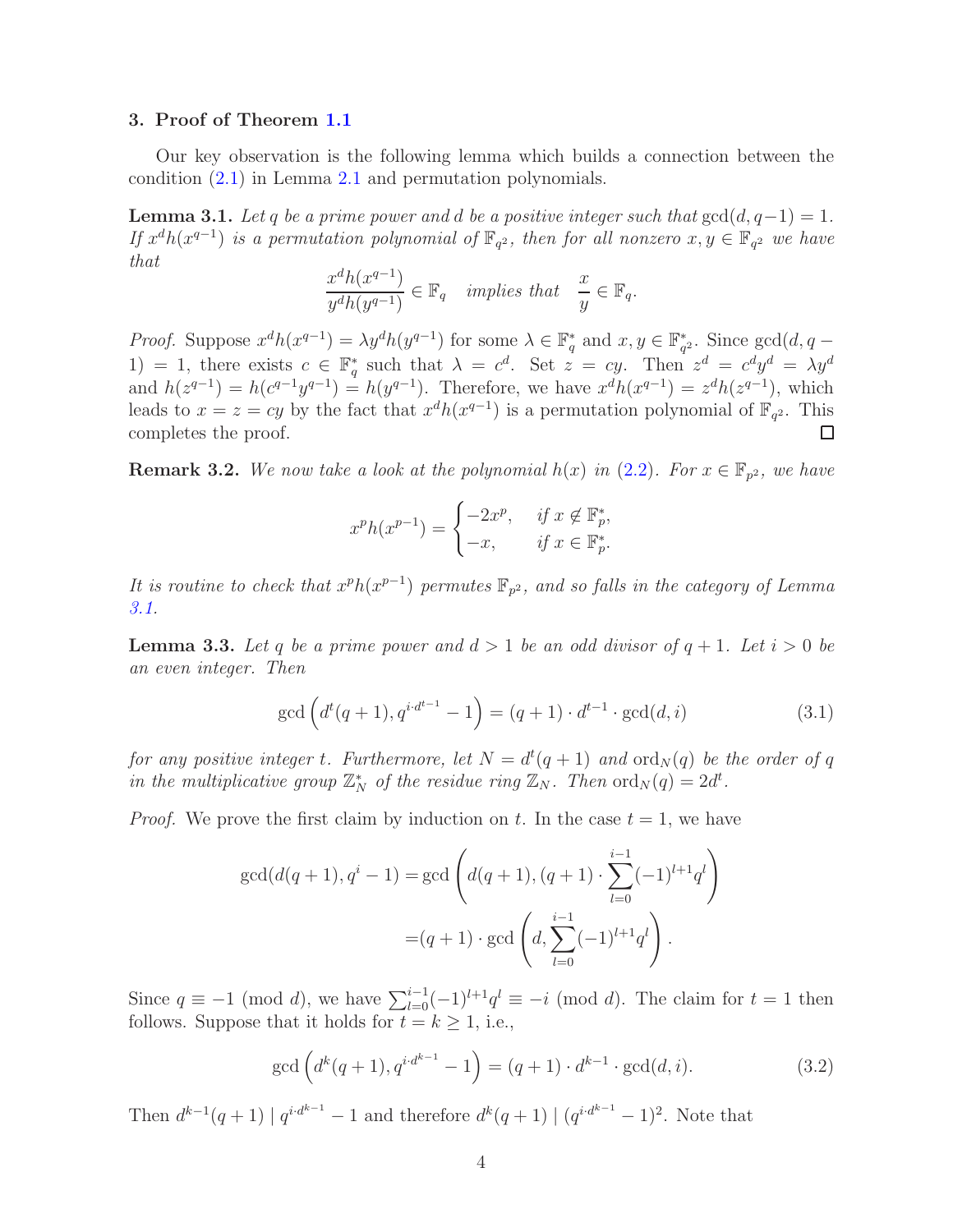## 3. Proof of Theorem 1.1

Our key observation is the following lemma which builds a connection between the condition (2.1) in Lemma 2.1 and permutation polynomials.

**Lemma 3.1.** *Let $q$ be a prime power and $d$ be a positive integer such that $\gcd(d, q-1) = 1$. If $x^d h(x^{q-1})$ is a permutation polynomial of $\mathbb{F}_{q^2}$, then for all nonzero $x, y \in \mathbb{F}_{q^2}$ we have that*

$$\frac{x^d h(x^{q-1})}{y^d h(y^{q-1})} \in \mathbb{F}_q \quad \text{implies that} \quad \frac{x}{y} \in \mathbb{F}_q.$$

*Proof.* Suppose $x^d h(x^{q-1}) = \lambda y^d h(y^{q-1})$ for some $\lambda \in \mathbb{F}_q^*$ and $x, y \in \mathbb{F}_{q^2}^*$. Since $\gcd(d, q-1) = 1$, there exists $c \in \mathbb{F}_q^*$ such that $\lambda = c^d$. Set $z = cy$. Then $z^d = c^d y^d = \lambda y^d$ and $h(z^{q-1}) = h(c^{q-1}y^{q-1}) = h(y^{q-1})$. Therefore, we have $x^d h(x^{q-1}) = z^d h(z^{q-1})$, which leads to $x = z = cy$ by the fact that $x^d h(x^{q-1})$ is a permutation polynomial of $\mathbb{F}_{q^2}$. This completes the proof. $\square$

**Remark 3.2.** *We now take a look at the polynomial $h(x)$ in (2.2). For $x \in \mathbb{F}_{p^2}$, we have*

$$x^p h(x^{p-1}) = \begin{cases} -2x^p, & \text{if } x \notin \mathbb{F}_p^*, \\ -x, & \text{if } x \in \mathbb{F}_p^*. \end{cases}$$

*It is routine to check that $x^p h(x^{p-1})$ permutes $\mathbb{F}_{p^2}$, and so falls in the category of Lemma 3.1.*

**Lemma 3.3.** *Let $q$ be a prime power and $d > 1$ be an odd divisor of $q+1$. Let $i > 0$ be an even integer. Then*

$$\gcd\left(d^t(q+1), q^{i \cdot d^{t-1}} - 1\right) = (q+1) \cdot d^{t-1} \cdot \gcd(d, i) \tag{3.1}$$

*for any positive integer $t$. Furthermore, let $N = d^t(q+1)$ and $\mathrm{ord}_N(q)$ be the order of $q$ in the multiplicative group $\mathbb{Z}_N^*$ of the residue ring $\mathbb{Z}_N$. Then $\mathrm{ord}_N(q) = 2d^t$.*

*Proof.* We prove the first claim by induction on $t$. In the case $t = 1$, we have

$$\begin{aligned} \gcd(d(q+1), q^i - 1) &= \gcd\left(d(q+1), (q+1) \cdot \sum_{l=0}^{i-1} (-1)^{l+1} q^l\right) \\ &= (q+1) \cdot \gcd\left(d, \sum_{l=0}^{i-1} (-1)^{l+1} q^l\right). \end{aligned}$$

Since $q \equiv -1 \pmod{d}$, we have $\sum_{l=0}^{i-1} (-1)^{l+1} q^l \equiv -i \pmod{d}$. The claim for $t = 1$ then follows. Suppose that it holds for $t = k \geq 1$, i.e.,

$$\gcd\left(d^k(q+1), q^{i \cdot d^{k-1}} - 1\right) = (q+1) \cdot d^{k-1} \cdot \gcd(d, i). \tag{3.2}$$

Then $d^{k-1}(q+1) \mid q^{i \cdot d^{k-1}} - 1$ and therefore $d^k(q+1) \mid (q^{i \cdot d^{k-1}} - 1)^2$. Note that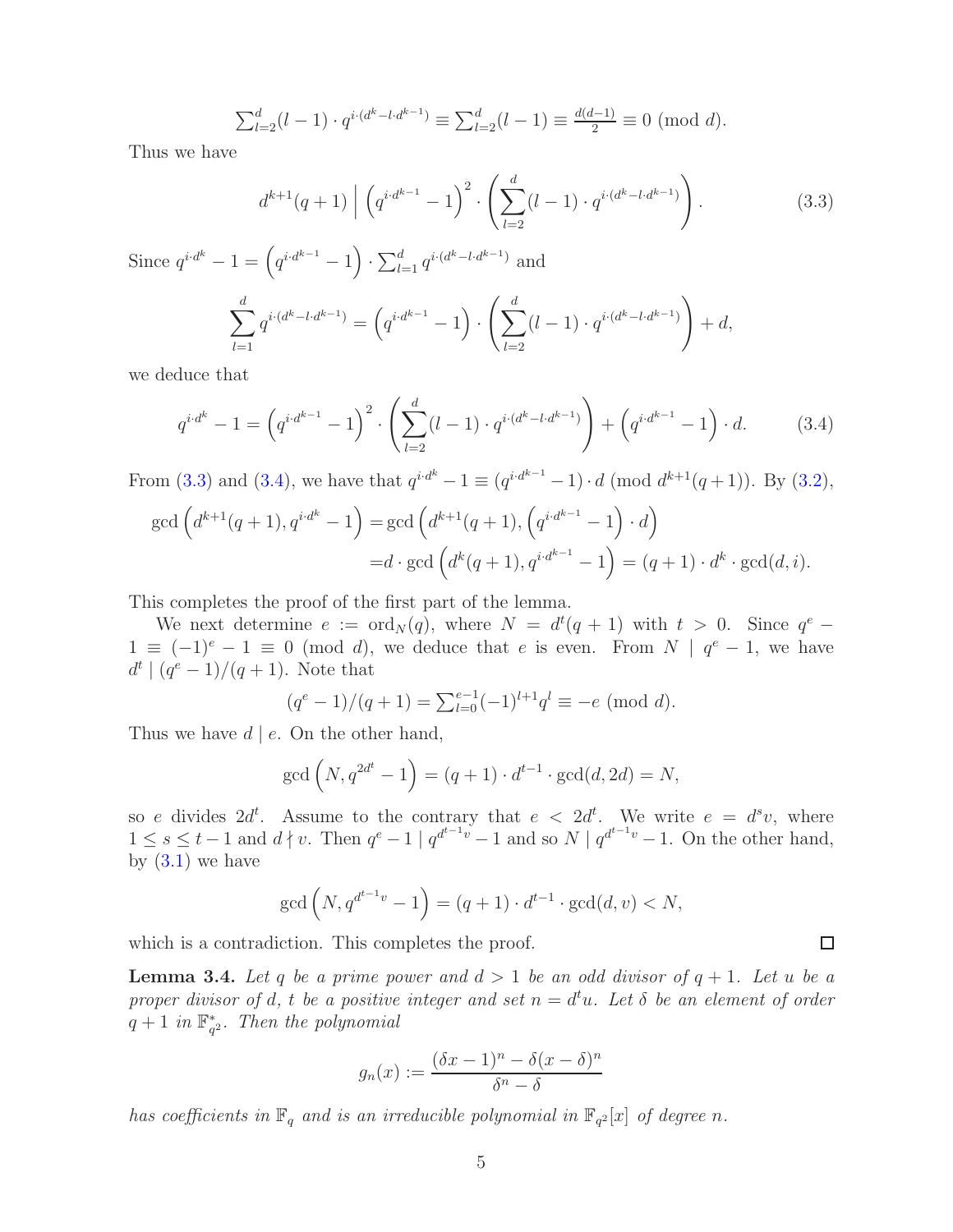$$\sum_{l=2}^{d}(l-1)\cdot q^{i\cdot(d^k-l\cdot d^{k-1})} \equiv \sum_{l=2}^{d}(l-1) \equiv \tfrac{d(d-1)}{2} \equiv 0 \pmod{d}.$$

Thus we have

$$d^{k+1}(q+1) \,\Big|\, \left(q^{i\cdot d^{k-1}}-1\right)^2 \cdot \left(\sum_{l=2}^{d}(l-1)\cdot q^{i\cdot(d^k-l\cdot d^{k-1})}\right). \tag{3.3}$$

Since $q^{i\cdot d^k}-1 = \left(q^{i\cdot d^{k-1}}-1\right)\cdot \sum_{l=1}^{d} q^{i\cdot(d^k-l\cdot d^{k-1})}$ and

$$\sum_{l=1}^{d} q^{i\cdot(d^k-l\cdot d^{k-1})} = \left(q^{i\cdot d^{k-1}}-1\right)\cdot\left(\sum_{l=2}^{d}(l-1)\cdot q^{i\cdot(d^k-l\cdot d^{k-1})}\right)+d,$$

we deduce that

$$q^{i\cdot d^k}-1 = \left(q^{i\cdot d^{k-1}}-1\right)^2\cdot\left(\sum_{l=2}^{d}(l-1)\cdot q^{i\cdot(d^k-l\cdot d^{k-1})}\right)+\left(q^{i\cdot d^{k-1}}-1\right)\cdot d. \tag{3.4}$$

From (3.3) and (3.4), we have that $q^{i\cdot d^k}-1 \equiv (q^{i\cdot d^{k-1}}-1)\cdot d \pmod{d^{k+1}(q+1)}$. By (3.2),

$$\begin{aligned}\gcd\left(d^{k+1}(q+1), q^{i\cdot d^k}-1\right) &= \gcd\left(d^{k+1}(q+1), \left(q^{i\cdot d^{k-1}}-1\right)\cdot d\right)\\ &= d\cdot \gcd\left(d^k(q+1), q^{i\cdot d^{k-1}}-1\right) = (q+1)\cdot d^k\cdot \gcd(d,i).\end{aligned}$$

This completes the proof of the first part of the lemma.

We next determine $e := \operatorname{ord}_N(q)$, where $N = d^t(q+1)$ with $t > 0$. Since $q^e - 1 \equiv (-1)^e - 1 \equiv 0 \pmod{d}$, we deduce that $e$ is even. From $N \mid q^e-1$, we have $d^t \mid (q^e-1)/(q+1)$. Note that

$$(q^e-1)/(q+1) = \sum_{l=0}^{e-1}(-1)^{l+1}q^l \equiv -e \pmod{d}.$$

Thus we have $d \mid e$. On the other hand,

$$\gcd\left(N, q^{2d^t}-1\right) = (q+1)\cdot d^{t-1}\cdot\gcd(d,2d) = N,$$

so $e$ divides $2d^t$. Assume to the contrary that $e < 2d^t$. We write $e = d^s v$, where $1 \le s \le t-1$ and $d \nmid v$. Then $q^e - 1 \mid q^{d^{t-1}v}-1$ and so $N \mid q^{d^{t-1}v}-1$. On the other hand, by (3.1) we have

$$\gcd\left(N, q^{d^{t-1}v}-1\right) = (q+1)\cdot d^{t-1}\cdot\gcd(d,v) < N,$$

which is a contradiction. This completes the proof. □

**Lemma 3.4.** *Let $q$ be a prime power and $d > 1$ be an odd divisor of $q+1$. Let $u$ be a proper divisor of $d$, $t$ be a positive integer and set $n = d^t u$. Let $\delta$ be an element of order $q+1$ in $\mathbb{F}_{q^2}^*$. Then the polynomial*

$$g_n(x) := \frac{(\delta x-1)^n - \delta(x-\delta)^n}{\delta^n-\delta}$$

*has coefficients in $\mathbb{F}_q$ and is an irreducible polynomial in $\mathbb{F}_{q^2}[x]$ of degree $n$.*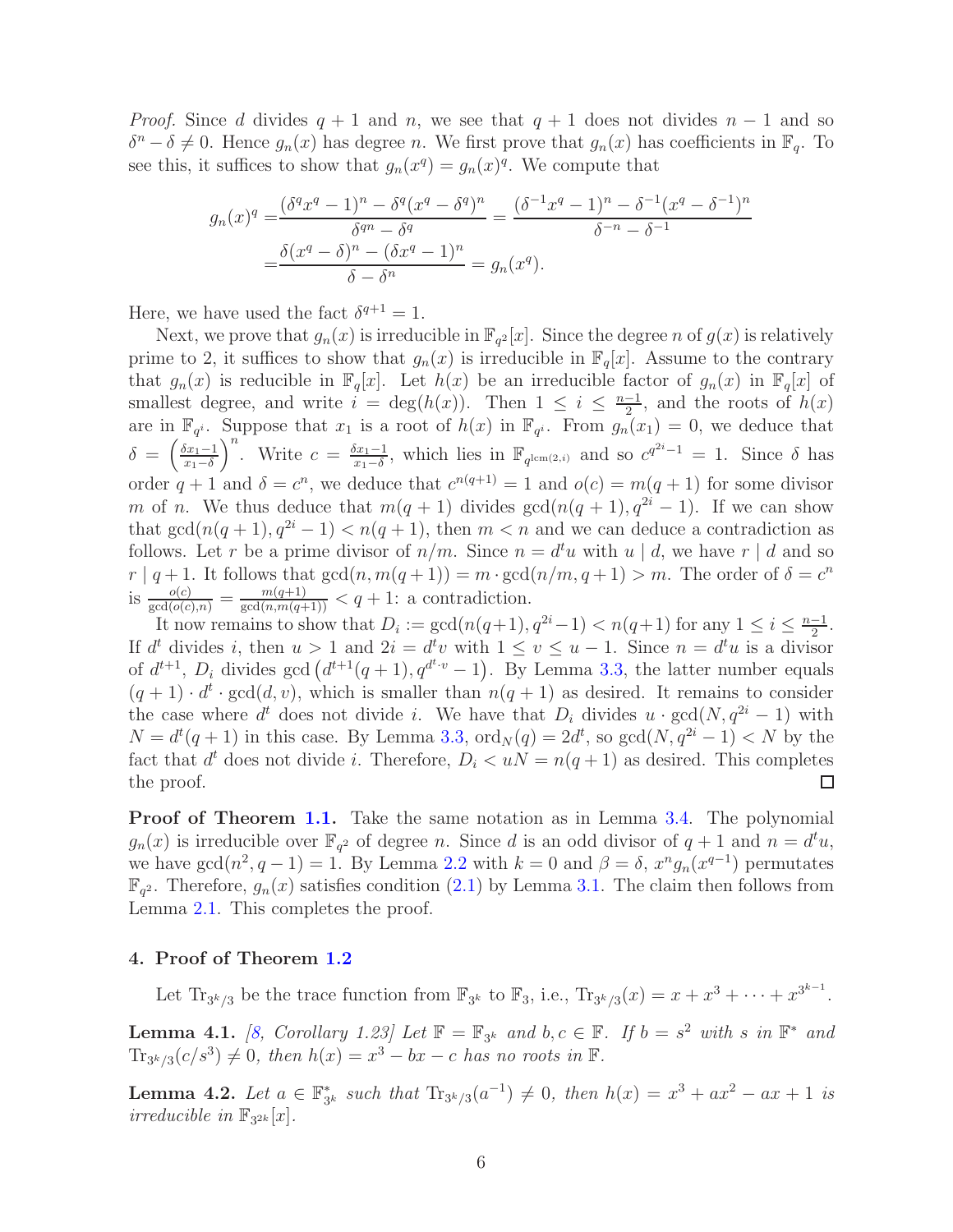*Proof.* Since $d$ divides $q+1$ and $n$, we see that $q+1$ does not divides $n-1$ and so $\delta^n - \delta \neq 0$. Hence $g_n(x)$ has degree $n$. We first prove that $g_n(x)$ has coefficients in $\mathbb{F}_q$. To see this, it suffices to show that $g_n(x^q) = g_n(x)^q$. We compute that

$$
\begin{aligned}
g_n(x)^q =& \frac{(\delta^q x^q - 1)^n - \delta^q (x^q - \delta^q)^n}{\delta^{qn} - \delta^q} = \frac{(\delta^{-1} x^q - 1)^n - \delta^{-1}(x^q - \delta^{-1})^n}{\delta^{-n} - \delta^{-1}} \\
=& \frac{\delta(x^q - \delta)^n - (\delta x^q - 1)^n}{\delta - \delta^n} = g_n(x^q).
\end{aligned}
$$

Here, we have used the fact $\delta^{q+1} = 1$.

Next, we prove that $g_n(x)$ is irreducible in $\mathbb{F}_{q^2}[x]$. Since the degree $n$ of $g(x)$ is relatively prime to 2, it suffices to show that $g_n(x)$ is irreducible in $\mathbb{F}_q[x]$. Assume to the contrary that $g_n(x)$ is reducible in $\mathbb{F}_q[x]$. Let $h(x)$ be an irreducible factor of $g_n(x)$ in $\mathbb{F}_q[x]$ of smallest degree, and write $i = \deg(h(x))$. Then $1 \le i \le \frac{n-1}{2}$, and the roots of $h(x)$ are in $\mathbb{F}_{q^i}$. Suppose that $x_1$ is a root of $h(x)$ in $\mathbb{F}_{q^i}$. From $g_n(x_1) = 0$, we deduce that $\delta = \left(\frac{\delta x_1 - 1}{x_1 - \delta}\right)^n$. Write $c = \frac{\delta x_1 - 1}{x_1 - \delta}$, which lies in $\mathbb{F}_{q^{\mathrm{lcm}(2,i)}}$ and so $c^{q^{2i}-1} = 1$. Since $\delta$ has order $q+1$ and $\delta = c^n$, we deduce that $c^{n(q+1)} = 1$ and $o(c) = m(q+1)$ for some divisor $m$ of $n$. We thus deduce that $m(q+1)$ divides $\gcd(n(q+1), q^{2i}-1)$. If we can show that $\gcd(n(q+1), q^{2i}-1) < n(q+1)$, then $m < n$ and we can deduce a contradiction as follows. Let $r$ be a prime divisor of $n/m$. Since $n = d^t u$ with $u \mid d$, we have $r \mid d$ and so $r \mid q+1$. It follows that $\gcd(n, m(q+1)) = m \cdot \gcd(n/m, q+1) > m$. The order of $\delta = c^n$ is $\frac{o(c)}{\gcd(o(c), n)} = \frac{m(q+1)}{\gcd(n, m(q+1))} < q+1$: a contradiction.

It now remains to show that $D_i := \gcd(n(q+1), q^{2i}-1) < n(q+1)$ for any $1 \le i \le \frac{n-1}{2}$. If $d^t$ divides $i$, then $u > 1$ and $2i = d^t v$ with $1 \le v \le u-1$. Since $n = d^t u$ is a divisor of $d^{t+1}$, $D_i$ divides $\gcd\left(d^{t+1}(q+1), q^{d^t \cdot v} - 1\right)$. By Lemma 3.3, the latter number equals $(q+1) \cdot d^t \cdot \gcd(d, v)$, which is smaller than $n(q+1)$ as desired. It remains to consider the case where $d^t$ does not divide $i$. We have that $D_i$ divides $u \cdot \gcd(N, q^{2i}-1)$ with $N = d^t(q+1)$ in this case. By Lemma 3.3, $\mathrm{ord}_N(q) = 2d^t$, so $\gcd(N, q^{2i}-1) < N$ by the fact that $d^t$ does not divide $i$. Therefore, $D_i < uN = n(q+1)$ as desired. This completes the proof. ☐

**Proof of Theorem 1.1.** Take the same notation as in Lemma 3.4. The polynomial $g_n(x)$ is irreducible over $\mathbb{F}_{q^2}$ of degree $n$. Since $d$ is an odd divisor of $q+1$ and $n = d^t u$, we have $\gcd(n^2, q-1) = 1$. By Lemma 2.2 with $k = 0$ and $\beta = \delta$, $x^n g_n(x^{q-1})$ permutates $\mathbb{F}_{q^2}$. Therefore, $g_n(x)$ satisfies condition (2.1) by Lemma 3.1. The claim then follows from Lemma 2.1. This completes the proof.

## 4. Proof of Theorem 1.2

Let $\mathrm{Tr}_{3^k/3}$ be the trace function from $\mathbb{F}_{3^k}$ to $\mathbb{F}_3$, i.e., $\mathrm{Tr}_{3^k/3}(x) = x + x^3 + \cdots + x^{3^{k-1}}$.

**Lemma 4.1.** *[8, Corollary 1.23] Let $\mathbb{F} = \mathbb{F}_{3^k}$ and $b, c \in \mathbb{F}$. If $b = s^2$ with $s$ in $\mathbb{F}^*$ and $\mathrm{Tr}_{3^k/3}(c/s^3) \neq 0$, then $h(x) = x^3 - bx - c$ has no roots in $\mathbb{F}$.*

**Lemma 4.2.** *Let $a \in \mathbb{F}_{3^k}^*$ such that $\mathrm{Tr}_{3^k/3}(a^{-1}) \neq 0$, then $h(x) = x^3 + ax^2 - ax + 1$ is irreducible in $\mathbb{F}_{3^{2k}}[x]$.*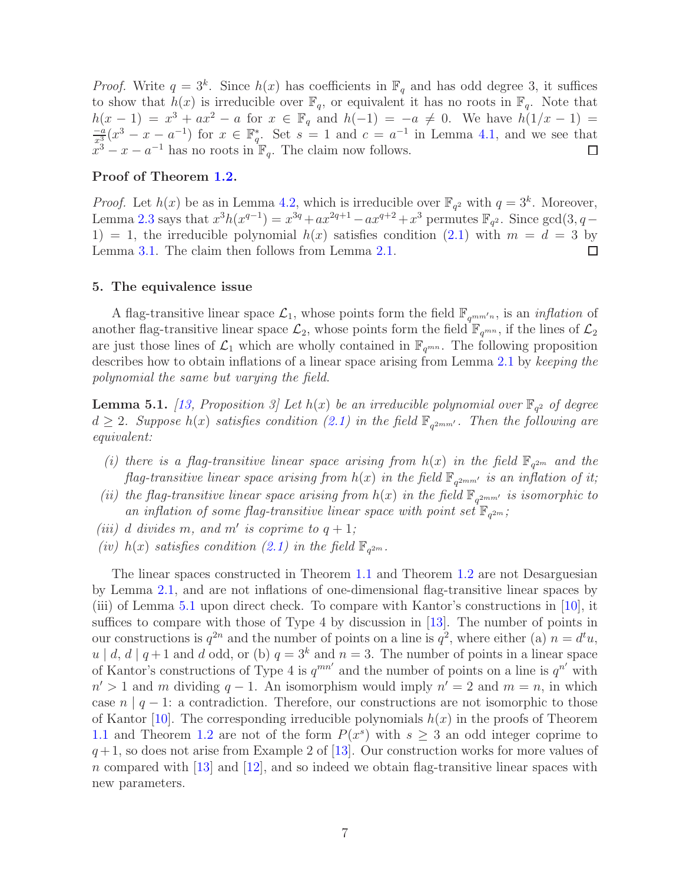*Proof.* Write $q = 3^k$. Since $h(x)$ has coefficients in $\mathbb{F}_q$ and has odd degree 3, it suffices to show that $h(x)$ is irreducible over $\mathbb{F}_q$, or equivalent it has no roots in $\mathbb{F}_q$. Note that $h(x-1) = x^3 + ax^2 - a$ for $x \in \mathbb{F}_q$ and $h(-1) = -a \neq 0$. We have $h(1/x - 1) = \frac{-a}{x^3}(x^3 - x - a^{-1})$ for $x \in \mathbb{F}_q^*$. Set $s = 1$ and $c = a^{-1}$ in Lemma 4.1, and we see that $x^3 - x - a^{-1}$ has no roots in $\mathbb{F}_q$. The claim now follows. $\square$

**Proof of Theorem 1.2.**

*Proof.* Let $h(x)$ be as in Lemma 4.2, which is irreducible over $\mathbb{F}_{q^2}$ with $q = 3^k$. Moreover, Lemma 2.3 says that $x^3 h(x^{q-1}) = x^{3q} + ax^{2q+1} - ax^{q+2} + x^3$ permutes $\mathbb{F}_{q^2}$. Since $\gcd(3, q-1) = 1$, the irreducible polynomial $h(x)$ satisfies condition (2.1) with $m = d = 3$ by Lemma 3.1. The claim then follows from Lemma 2.1. $\square$

## 5. The equivalence issue

A flag-transitive linear space $\mathcal{L}_1$, whose points form the field $\mathbb{F}_{q^{mm'n}}$, is an *inflation* of another flag-transitive linear space $\mathcal{L}_2$, whose points form the field $\mathbb{F}_{q^{mn}}$, if the lines of $\mathcal{L}_2$ are just those lines of $\mathcal{L}_1$ which are wholly contained in $\mathbb{F}_{q^{mn}}$. The following proposition describes how to obtain inflations of a linear space arising from Lemma 2.1 by *keeping the polynomial the same but varying the field*.

**Lemma 5.1.** *[13, Proposition 3] Let $h(x)$ be an irreducible polynomial over $\mathbb{F}_{q^2}$ of degree $d \geq 2$. Suppose $h(x)$ satisfies condition (2.1) in the field $\mathbb{F}_{q^{2mm'}}$. Then the following are equivalent:*

- *(i) there is a flag-transitive linear space arising from $h(x)$ in the field $\mathbb{F}_{q^{2m}}$ and the flag-transitive linear space arising from $h(x)$ in the field $\mathbb{F}_{q^{2mm'}}$ is an inflation of it;*
- *(ii) the flag-transitive linear space arising from $h(x)$ in the field $\mathbb{F}_{q^{2mm'}}$ is isomorphic to an inflation of some flag-transitive linear space with point set $\mathbb{F}_{q^{2m}}$;*
- *(iii) $d$ divides $m$, and $m'$ is coprime to $q + 1$;*
- *(iv) $h(x)$ satisfies condition (2.1) in the field $\mathbb{F}_{q^{2m}}$.*

The linear spaces constructed in Theorem 1.1 and Theorem 1.2 are not Desarguesian by Lemma 2.1, and are not inflations of one-dimensional flag-transitive linear spaces by (iii) of Lemma 5.1 upon direct check. To compare with Kantor's constructions in [10], it suffices to compare with those of Type 4 by discussion in [13]. The number of points in our constructions is $q^{2n}$ and the number of points on a line is $q^2$, where either (a) $n = d^t u$, $u \mid d$, $d \mid q+1$ and $d$ odd, or (b) $q = 3^k$ and $n = 3$. The number of points in a linear space of Kantor's constructions of Type 4 is $q^{mn'}$ and the number of points on a line is $q^{n'}$ with $n' > 1$ and $m$ dividing $q - 1$. An isomorphism would imply $n' = 2$ and $m = n$, in which case $n \mid q - 1$: a contradiction. Therefore, our constructions are not isomorphic to those of Kantor [10]. The corresponding irreducible polynomials $h(x)$ in the proofs of Theorem 1.1 and Theorem 1.2 are not of the form $P(x^s)$ with $s \geq 3$ an odd integer coprime to $q+1$, so does not arise from Example 2 of [13]. Our construction works for more values of $n$ compared with [13] and [12], and so indeed we obtain flag-transitive linear spaces with new parameters.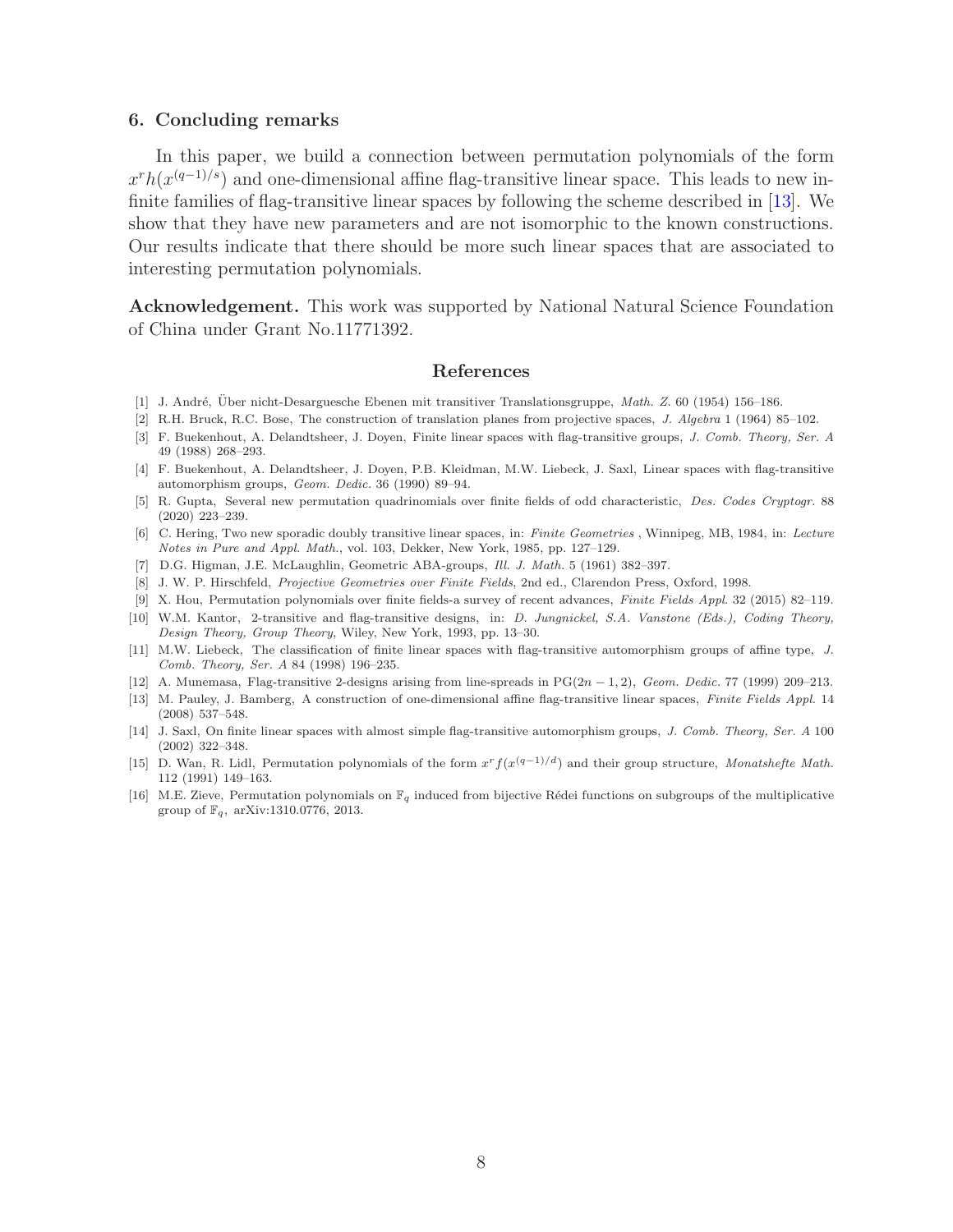## 6. Concluding remarks

In this paper, we build a connection between permutation polynomials of the form $x^r h(x^{(q-1)/s})$ and one-dimensional affine flag-transitive linear space. This leads to new infinite families of flag-transitive linear spaces by following the scheme described in [13]. We show that they have new parameters and are not isomorphic to the known constructions. Our results indicate that there should be more such linear spaces that are associated to interesting permutation polynomials.

**Acknowledgement.** This work was supported by National Natural Science Foundation of China under Grant No.11771392.

## References

[1] J. André, Über nicht-Desarguesche Ebenen mit transitiver Translationsgruppe, *Math. Z.* 60 (1954) 156–186.

[2] R.H. Bruck, R.C. Bose, The construction of translation planes from projective spaces, *J. Algebra* 1 (1964) 85–102.

[3] F. Buekenhout, A. Delandtsheer, J. Doyen, Finite linear spaces with flag-transitive groups, *J. Comb. Theory, Ser. A* 49 (1988) 268–293.

[4] F. Buekenhout, A. Delandtsheer, J. Doyen, P.B. Kleidman, M.W. Liebeck, J. Saxl, Linear spaces with flag-transitive automorphism groups, *Geom. Dedic.* 36 (1990) 89–94.

[5] R. Gupta, Several new permutation quadrinomials over finite fields of odd characteristic, *Des. Codes Cryptogr.* 88 (2020) 223–239.

[6] C. Hering, Two new sporadic doubly transitive linear spaces, in: *Finite Geometries* , Winnipeg, MB, 1984, in: *Lecture Notes in Pure and Appl. Math.*, vol. 103, Dekker, New York, 1985, pp. 127–129.

[7] D.G. Higman, J.E. McLaughlin, Geometric ABA-groups, *Ill. J. Math.* 5 (1961) 382–397.

[8] J. W. P. Hirschfeld, *Projective Geometries over Finite Fields*, 2nd ed., Clarendon Press, Oxford, 1998.

[9] X. Hou, Permutation polynomials over finite fields-a survey of recent advances, *Finite Fields Appl.* 32 (2015) 82–119.

[10] W.M. Kantor, 2-transitive and flag-transitive designs, in: *D. Jungnickel, S.A. Vanstone (Eds.), Coding Theory, Design Theory, Group Theory*, Wiley, New York, 1993, pp. 13–30.

[11] M.W. Liebeck, The classification of finite linear spaces with flag-transitive automorphism groups of affine type, *J. Comb. Theory, Ser. A* 84 (1998) 196–235.

[12] A. Munemasa, Flag-transitive 2-designs arising from line-spreads in $\mathrm{PG}(2n-1, 2)$, *Geom. Dedic.* 77 (1999) 209–213.

[13] M. Pauley, J. Bamberg, A construction of one-dimensional affine flag-transitive linear spaces, *Finite Fields Appl.* 14 (2008) 537–548.

[14] J. Saxl, On finite linear spaces with almost simple flag-transitive automorphism groups, *J. Comb. Theory, Ser. A* 100 (2002) 322–348.

[15] D. Wan, R. Lidl, Permutation polynomials of the form $x^r f(x^{(q-1)/d})$ and their group structure, *Monatshefte Math.* 112 (1991) 149–163.

[16] M.E. Zieve, Permutation polynomials on $\mathbb{F}_q$ induced from bijective Rédei functions on subgroups of the multiplicative group of $\mathbb{F}_q$, arXiv:1310.0776, 2013.